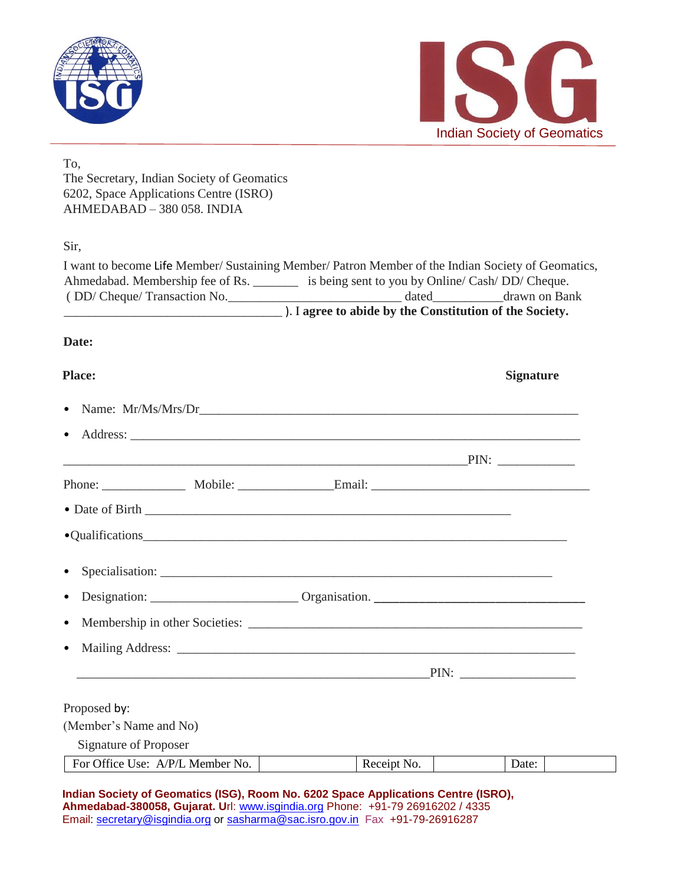ISG

Indian Society of Geomatics

To,
The Secretary, Indian Society of Geomatics
6202, Space Applications Centre (ISRO)
AHMEDABAD – 380 058. INDIA

Sir,

I want to become Life Member/ Sustaining Member/ Patron Member of the Indian Society of Geomatics, Ahmedabad. Membership fee of Rs. _______ is being sent to you by Online/ Cash/ DD/ Cheque. ( DD/ Cheque/ Transaction No.___________________________ dated__________drawn on Bank __________________________________ ). I **agree to abide by the Constitution of the Society.**

**Date:**

**Place:** **Signature**

- Name: Mr/Ms/Mrs/Dr___________________________________________________________
- Address: ______________________________________________________________________

_______________________________________________________________PIN: ____________

Phone: _____________ Mobile: ______________Email: __________________________________

- Date of Birth __________________________________________________________
- Qualifications_________________________________________________________________
- Specialisation: _____________________________________________________________
- Designation: ______________________ Organisation. _________________________________
- Membership in other Societies: ____________________________________________________
- Mailing Address: ______________________________________________________________

_______________________________________________________PIN: __________________

Proposed by:
(Member's Name and No)
Signature of Proposer

| For Office Use: A/P/L Member No. | | Receipt No. | | Date: | |
|---|---|---|---|---|---|

**Indian Society of Geomatics (ISG), Room No. 6202 Space Applications Centre (ISRO), Ahmedabad-380058, Gujarat. U**rl: www.isgindia.org Phone: +91-79 26916202 / 4335
Email: secretary@isgindia.org or sasharma@sac.isro.gov.in Fax +91-79-26916287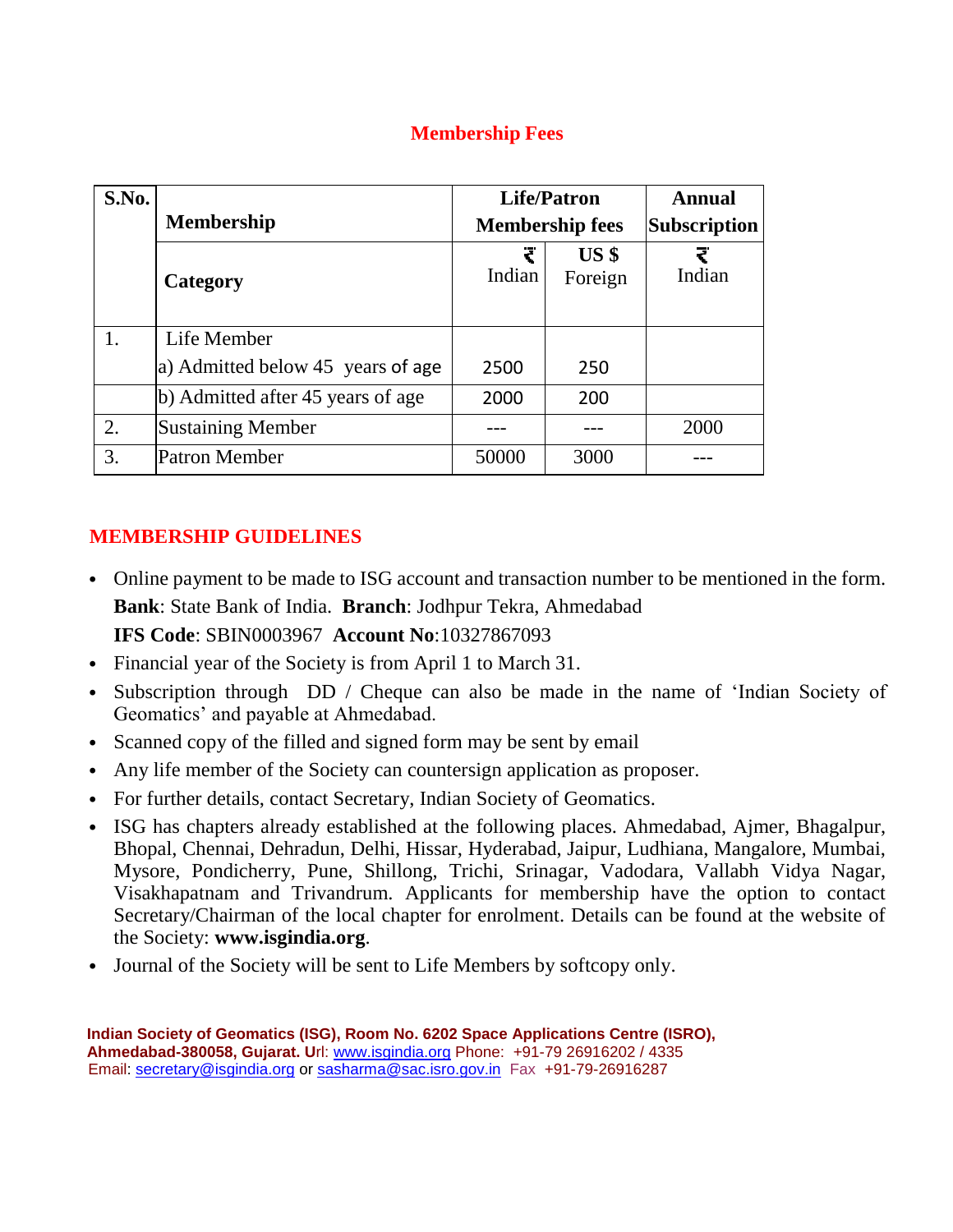## Membership Fees

| S.No. | Membership | Life/Patron Membership fees | | Annual Subscription |
|---|---|---|---|---|
| | Category | ₹ Indian | US $ Foreign | ₹ Indian |
| 1. | Life Member<br>a) Admitted below 45 years of age | 2500 | 250 | |
| | b) Admitted after 45 years of age | 2000 | 200 | |
| 2. | Sustaining Member | --- | --- | 2000 |
| 3. | Patron Member | 50000 | 3000 | --- |

## MEMBERSHIP GUIDELINES

- Online payment to be made to ISG account and transaction number to be mentioned in the form.
  **Bank**: State Bank of India. **Branch**: Jodhpur Tekra, Ahmedabad
  **IFS Code**: SBIN0003967 **Account No**:10327867093
- Financial year of the Society is from April 1 to March 31.
- Subscription through DD / Cheque can also be made in the name of 'Indian Society of Geomatics' and payable at Ahmedabad.
- Scanned copy of the filled and signed form may be sent by email
- Any life member of the Society can countersign application as proposer.
- For further details, contact Secretary, Indian Society of Geomatics.
- ISG has chapters already established at the following places. Ahmedabad, Ajmer, Bhagalpur, Bhopal, Chennai, Dehradun, Delhi, Hissar, Hyderabad, Jaipur, Ludhiana, Mangalore, Mumbai, Mysore, Pondicherry, Pune, Shillong, Trichi, Srinagar, Vadodara, Vallabh Vidya Nagar, Visakhapatnam and Trivandrum. Applicants for membership have the option to contact Secretary/Chairman of the local chapter for enrolment. Details can be found at the website of the Society: **www.isgindia.org**.
- Journal of the Society will be sent to Life Members by softcopy only.

**Indian Society of Geomatics (ISG), Room No. 6202 Space Applications Centre (ISRO), Ahmedabad-380058, Gujarat. U**rl: www.isgindia.org Phone: +91-79 26916202 / 4335
Email: secretary@isgindia.org or sasharma@sac.isro.gov.in Fax +91-79-26916287